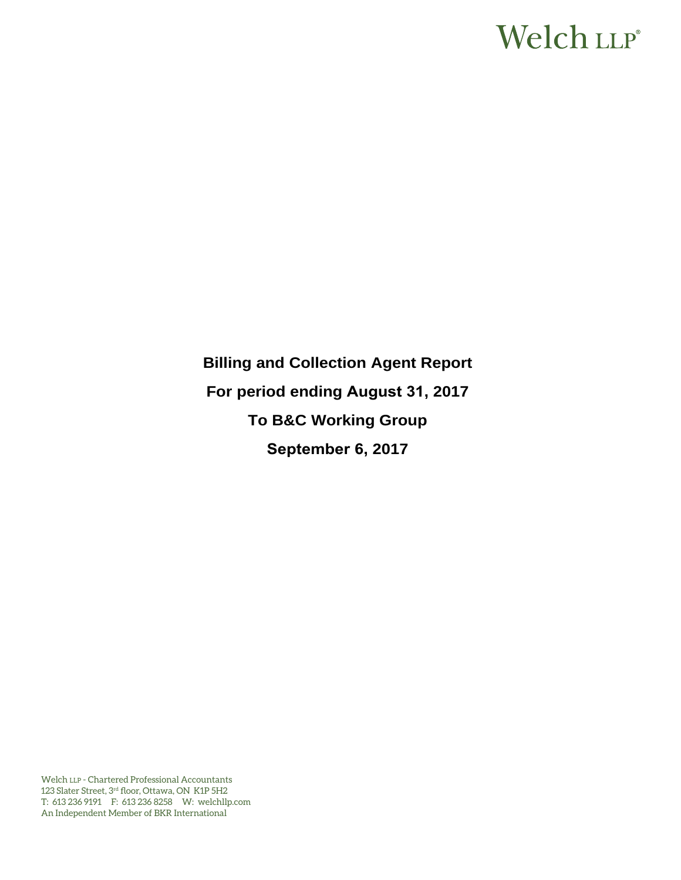Welch LLP®

**Billing and Collection Agent Report**

**For period ending August 31, 2017**

**To B&C Working Group**

**September 6, 2017**

Welch LLP - Chartered Professional Accountants
123 Slater Street, 3rd floor, Ottawa, ON K1P 5H2
T: 613 236 9191 F: 613 236 8258 W: welchllp.com
An Independent Member of BKR International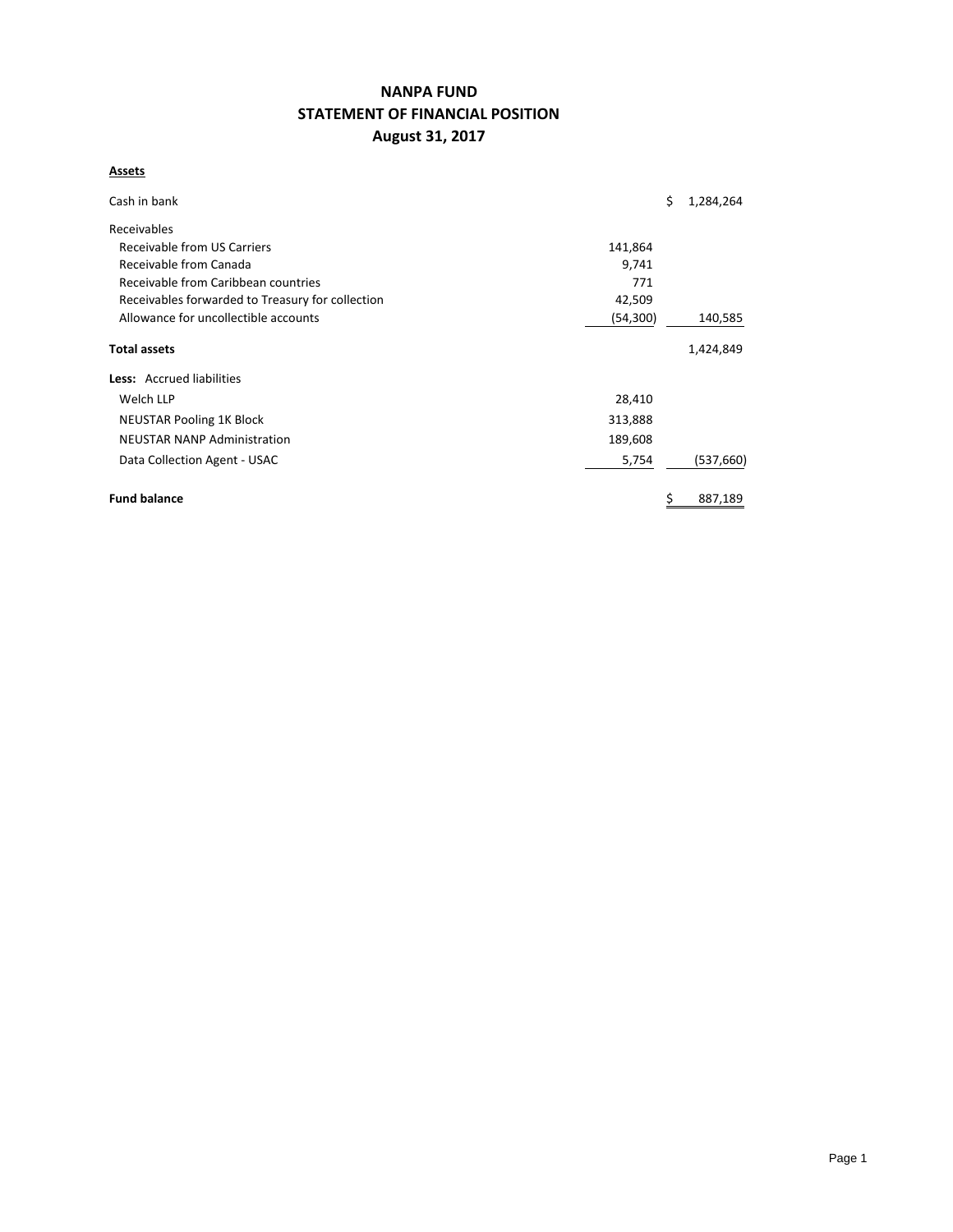# NANPA FUND
## STATEMENT OF FINANCIAL POSITION
### August 31, 2017

**Assets**

| | | |
|---|---|---|
| Cash in bank | | $ 1,284,264 |
| Receivables | | |
| Receivable from US Carriers | 141,864 | |
| Receivable from Canada | 9,741 | |
| Receivable from Caribbean countries | 771 | |
| Receivables forwarded to Treasury for collection | 42,509 | |
| Allowance for uncollectible accounts | (54,300) | 140,585 |
| **Total assets** | | 1,424,849 |
| **Less:** Accrued liabilities | | |
| Welch LLP | 28,410 | |
| NEUSTAR Pooling 1K Block | 313,888 | |
| NEUSTAR NANP Administration | 189,608 | |
| Data Collection Agent - USAC | 5,754 | (537,660) |
| **Fund balance** | | $ 887,189 |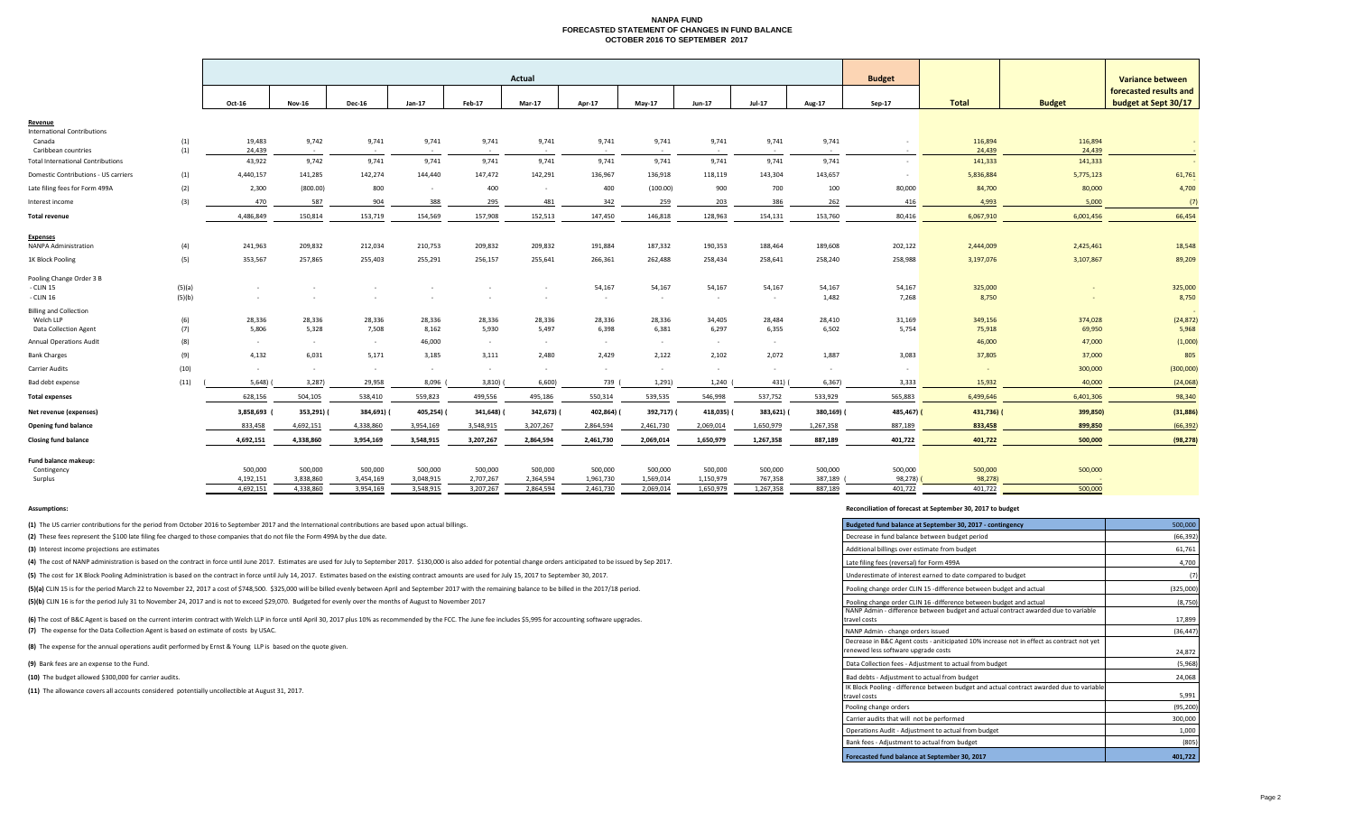# NANPA FUND
## FORECASTED STATEMENT OF CHANGES IN FUND BALANCE
## OCTOBER 2016 TO SEPTEMBER 2017

| | | Actual | | | | | | | | | | | Budget | | | Variance between forecasted results and budget at Sept 30/17 |
|---|---|---|---|---|---|---|---|---|---|---|---|---|---|---|---|---|
| | | Oct-16 | Nov-16 | Dec-16 | Jan-17 | Feb-17 | Mar-17 | Apr-17 | May-17 | Jun-17 | Jul-17 | Aug-17 | Sep-17 | Total | Budget | |
| **Revenue** | | | | | | | | | | | | | | | | |
| International Contributions | | | | | | | | | | | | | | | | |
| Canada | (1) | 19,483 | 9,742 | 9,741 | 9,741 | 9,741 | 9,741 | 9,741 | 9,741 | 9,741 | 9,741 | 9,741 | - | 116,894 | 116,894 | - |
| Caribbean countries | (1) | 24,439 | - | - | - | - | - | - | - | - | - | - | - | 24,439 | 24,439 | - |
| Total International Contributions | | 43,922 | 9,742 | 9,741 | 9,741 | 9,741 | 9,741 | 9,741 | 9,741 | 9,741 | 9,741 | 9,741 | - | 141,333 | 141,333 | - |
| Domestic Contributions - US carriers | (1) | 4,440,157 | 141,285 | 142,274 | 144,440 | 147,472 | 142,291 | 136,967 | 136,918 | 118,119 | 143,304 | 143,657 | - | 5,836,884 | 5,775,123 | 61,761 |
| Late filing fees for Form 499A | (2) | 2,300 | (800.00) | 800 | - | 400 | - | 400 | (100.00) | 900 | 700 | 100 | 80,000 | 84,700 | 80,000 | 4,700 |
| Interest income | (3) | 470 | 587 | 904 | 388 | 295 | 481 | 342 | 259 | 203 | 386 | 262 | 416 | 4,993 | 5,000 | (7) |
| **Total revenue** | | 4,486,849 | 150,814 | 153,719 | 154,569 | 157,908 | 152,513 | 147,450 | 146,818 | 128,963 | 154,131 | 153,760 | 80,416 | 6,067,910 | 6,001,456 | 66,454 |
| **Expenses** | | | | | | | | | | | | | | | | |
| NANPA Administration | (4) | 241,963 | 209,832 | 212,034 | 210,753 | 209,832 | 209,832 | 191,884 | 187,332 | 190,353 | 188,464 | 189,608 | 202,122 | 2,444,009 | 2,425,461 | 18,548 |
| 1K Block Pooling | (5) | 353,567 | 257,865 | 255,403 | 255,291 | 256,157 | 255,641 | 266,361 | 262,488 | 258,434 | 258,641 | 258,240 | 258,988 | 3,197,076 | 3,107,867 | 89,209 |
| Pooling Change Order 3 B | | | | | | | | | | | | | | | | |
| - CLIN 15 | (5)(a) | - | - | - | - | - | - | 54,167 | 54,167 | 54,167 | 54,167 | 54,167 | 54,167 | 325,000 | - | 325,000 |
| - CLIN 16 | (5)(b) | - | - | - | - | - | - | - | - | - | - | 1,482 | 7,268 | 8,750 | - | 8,750 |
| Billing and Collection | | | | | | | | | | | | | | | | - |
| Welch LLP | (6) | 28,336 | 28,336 | 28,336 | 28,336 | 28,336 | 28,336 | 28,336 | 28,336 | 34,405 | 28,484 | 28,410 | 31,169 | 349,156 | 374,028 | (24,872) |
| Data Collection Agent | (7) | 5,806 | 5,328 | 7,508 | 8,162 | 5,930 | 5,497 | 6,398 | 6,381 | 6,297 | 6,355 | 6,502 | 5,754 | 75,918 | 69,950 | 5,968 |
| Annual Operations Audit | (8) | - | - | - | 46,000 | - | - | - | - | - | - | - | - | 46,000 | 47,000 | (1,000) |
| Bank Charges | (9) | 4,132 | 6,031 | 5,171 | 3,185 | 3,111 | 2,480 | 2,429 | 2,122 | 2,102 | 2,072 | 1,887 | 3,083 | 37,805 | 37,000 | 805 |
| Carrier Audits | (10) | - | - | - | - | - | - | - | - | - | - | - | - | - | 300,000 | (300,000) |
| Bad debt expense | (11) | (5,648) | (3,287) | 29,958 | 8,096 | (3,810) | (6,600) | 739 | (1,291) | 1,240 | (431) | (6,367) | 3,333 | 15,932 | 40,000 | (24,068) |
| **Total expenses** | | 628,156 | 504,105 | 538,410 | 559,823 | 499,556 | 495,186 | 550,314 | 539,535 | 546,998 | 537,752 | 533,929 | 565,883 | 6,499,646 | 6,401,306 | 98,340 |
| **Net revenue (expenses)** | | 3,858,693 | (353,291) | (384,691) | (405,254) | (341,648) | (342,673) | (402,864) | (392,717) | (418,035) | (383,621) | (380,169) | (485,467) | (431,736) | (399,850) | (31,886) |
| **Opening fund balance** | | 833,458 | 4,692,151 | 4,338,860 | 3,954,169 | 3,548,915 | 3,207,267 | 2,864,594 | 2,461,730 | 2,069,014 | 1,650,979 | 1,267,358 | 887,189 | 833,458 | 899,850 | (66,392) |
| **Closing fund balance** | | 4,692,151 | 4,338,860 | 3,954,169 | 3,548,915 | 3,207,267 | 2,864,594 | 2,461,730 | 2,069,014 | 1,650,979 | 1,267,358 | 887,189 | 401,722 | 401,722 | 500,000 | (98,278) |
| **Fund balance makeup:** | | | | | | | | | | | | | | | | |
| Contingency | | 500,000 | 500,000 | 500,000 | 500,000 | 500,000 | 500,000 | 500,000 | 500,000 | 500,000 | 500,000 | 500,000 | 500,000 | 500,000 | 500,000 | |
| Surplus | | 4,192,151 | 3,838,860 | 3,454,169 | 3,048,915 | 2,707,267 | 2,364,594 | 1,961,730 | 1,569,014 | 1,150,979 | 767,358 | 387,189 | (98,278) | (98,278) | - | |
| | | 4,692,151 | 4,338,860 | 3,954,169 | 3,548,915 | 3,207,267 | 2,864,594 | 2,461,730 | 2,069,014 | 1,650,979 | 1,267,358 | 887,189 | 401,722 | 401,722 | 500,000 | |

**Assumptions:**

**(1)** The US carrier contributions for the period from October 2016 to September 2017 and the International contributions are based upon actual billings.

**(2)** These fees represent the $100 late filing fee charged to those companies that do not file the Form 499A by the due date.

**(3)** Interest income projections are estimates

**(4)** The cost of NANP administration is based on the contract in force until June 2017. Estimates are used for July to September 2017. $130,000 is also added for potential change orders anticipated to be issued by Sep 2017.

**(5)** The cost for 1K Block Pooling Administration is based on the contract in force until July 14, 2017. Estimates based on the existing contract amounts are used for July 15, 2017 to September 30, 2017.

**(5)(a)** CLIN 15 is for the period March 22 to November 22, 2017 a cost of $748,500. $325,000 will be billed evenly between April and September 2017 with the remaining balance to be billed in the 2017/18 period.

**(5)(b)** CLIN 16 is for the period July 31 to November 24, 2017 and is not to exceed $29,070. Budgeted for evenly over the months of August to November 2017

**(6)** The cost of B&C Agent is based on the current interim contract with Welch LLP in force until April 30, 2017 plus 10% as recommended by the FCC. The June fee includes $5,995 for accounting software upgrades.

**(7)** The expense for the Data Collection Agent is based on estimate of costs by USAC.

**(8)** The expense for the annual operations audit performed by Ernst & Young LLP is based on the quote given.

**(9)** Bank fees are an expense to the Fund.

**(10)** The budget allowed $300,000 for carrier audits.

**(11)** The allowance covers all accounts considered potentially uncollectible at August 31, 2017.

**Reconciliation of forecast at September 30, 2017 to budget**

| Item | Amount |
|---|---|
| **Budgeted fund balance at September 30, 2017 - contingency** | 500,000 |
| Decrease in fund balance between budget period | (66,392) |
| Additional billings over estimate from budget | 61,761 |
| Late filing fees (reversal) for Form 499A | 4,700 |
| Underestimate of interest earned to date compared to budget | (7) |
| Pooling change order CLIN 15 -difference between budget and actual | (325,000) |
| Pooling change order CLIN 16 -difference between budget and actual | (8,750) |
| NANP Admin - difference between budget and actual contract awarded due to variable travel costs | 17,899 |
| NANP Admin - change orders issued | (36,447) |
| Decrease in B&C Agent costs - aniticipated 10% increase not in effect as contract not yet renewed less software upgrade costs | 24,872 |
| Data Collection fees - Adjustment to actual from budget | (5,968) |
| Bad debts - Adjustment to actual from budget | 24,068 |
| IK Block Pooling - difference between budget and actual contract awarded due to variable travel costs | 5,991 |
| Pooling change orders | (95,200) |
| Carrier audits that will not be performed | 300,000 |
| Operations Audit - Adjustment to actual from budget | 1,000 |
| Bank fees - Adjustment to actual from budget | (805) |
| **Forecasted fund balance at September 30, 2017** | **401,722** |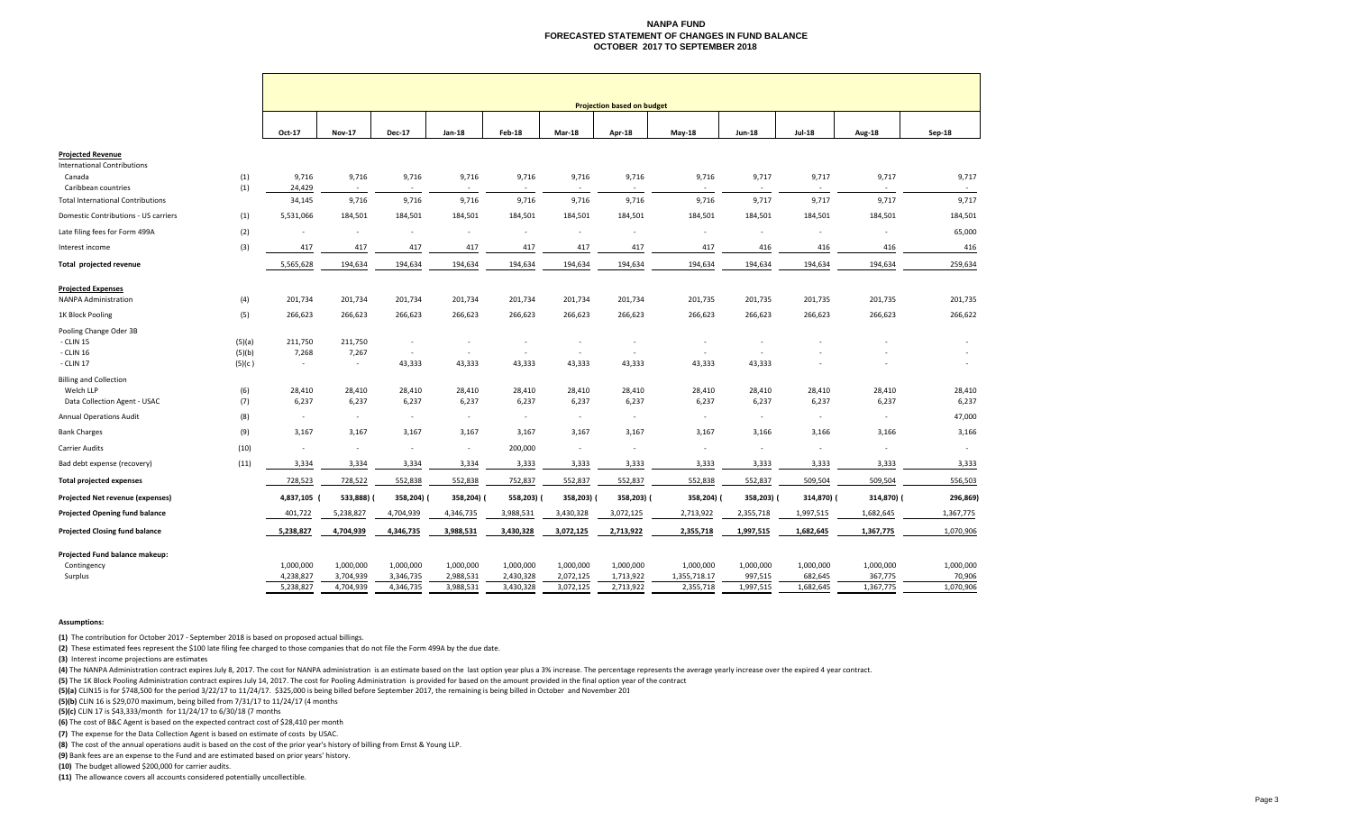# NANPA FUND
## FORECASTED STATEMENT OF CHANGES IN FUND BALANCE
### OCTOBER 2017 TO SEPTEMBER 2018

| | | Projection based on budget | | | | | | | | | | | |
|---|---|---|---|---|---|---|---|---|---|---|---|---|---|
| | | Oct-17 | Nov-17 | Dec-17 | Jan-18 | Feb-18 | Mar-18 | Apr-18 | May-18 | Jun-18 | Jul-18 | Aug-18 | Sep-18 |
| **Projected Revenue** | | | | | | | | | | | | | |
| International Contributions | | | | | | | | | | | | | |
| Canada | (1) | 9,716 | 9,716 | 9,716 | 9,716 | 9,716 | 9,716 | 9,716 | 9,716 | 9,717 | 9,717 | 9,717 | 9,717 |
| Caribbean countries | (1) | 24,429 | - | - | - | - | - | - | - | - | - | - | - |
| Total International Contributions | | 34,145 | 9,716 | 9,716 | 9,716 | 9,716 | 9,716 | 9,716 | 9,716 | 9,717 | 9,717 | 9,717 | 9,717 |
| Domestic Contributions - US carriers | (1) | 5,531,066 | 184,501 | 184,501 | 184,501 | 184,501 | 184,501 | 184,501 | 184,501 | 184,501 | 184,501 | 184,501 | 184,501 |
| Late filing fees for Form 499A | (2) | - | - | - | - | - | - | - | - | - | - | - | 65,000 |
| Interest income | (3) | 417 | 417 | 417 | 417 | 417 | 417 | 417 | 417 | 416 | 416 | 416 | 416 |
| **Total projected revenue** | | 5,565,628 | 194,634 | 194,634 | 194,634 | 194,634 | 194,634 | 194,634 | 194,634 | 194,634 | 194,634 | 194,634 | 259,634 |
| **Projected Expenses** | | | | | | | | | | | | | |
| NANPA Administration | (4) | 201,734 | 201,734 | 201,734 | 201,734 | 201,734 | 201,734 | 201,734 | 201,735 | 201,735 | 201,735 | 201,735 | 201,735 |
| 1K Block Pooling | (5) | 266,623 | 266,623 | 266,623 | 266,623 | 266,623 | 266,623 | 266,623 | 266,623 | 266,623 | 266,623 | 266,623 | 266,622 |
| Pooling Change Oder 3B | | | | | | | | | | | | | |
| - CLIN 15 | (5)(a) | 211,750 | 211,750 | - | - | - | - | - | - | - | - | - | - |
| - CLIN 16 | (5)(b) | 7,268 | 7,267 | - | - | - | - | - | - | - | - | - | - |
| - CLIN 17 | (5)(c) | - | - | 43,333 | 43,333 | 43,333 | 43,333 | 43,333 | 43,333 | 43,333 | - | - | - |
| Billing and Collection | | | | | | | | | | | | | |
| Welch LLP | (6) | 28,410 | 28,410 | 28,410 | 28,410 | 28,410 | 28,410 | 28,410 | 28,410 | 28,410 | 28,410 | 28,410 | 28,410 |
| Data Collection Agent - USAC | (7) | 6,237 | 6,237 | 6,237 | 6,237 | 6,237 | 6,237 | 6,237 | 6,237 | 6,237 | 6,237 | 6,237 | 6,237 |
| Annual Operations Audit | (8) | - | - | - | - | - | - | - | - | - | - | - | 47,000 |
| Bank Charges | (9) | 3,167 | 3,167 | 3,167 | 3,167 | 3,167 | 3,167 | 3,167 | 3,167 | 3,166 | 3,166 | 3,166 | 3,166 |
| Carrier Audits | (10) | - | - | - | - | 200,000 | - | - | - | - | - | - | - |
| Bad debt expense (recovery) | (11) | 3,334 | 3,334 | 3,334 | 3,334 | 3,333 | 3,333 | 3,333 | 3,333 | 3,333 | 3,333 | 3,333 | 3,333 |
| **Total projected expenses** | | 728,523 | 728,522 | 552,838 | 552,838 | 752,837 | 552,837 | 552,837 | 552,838 | 552,837 | 509,504 | 509,504 | 556,503 |
| **Projected Net revenue (expenses)** | | 4,837,105 | (533,888) | (358,204) | (358,204) | (558,203) | (358,203) | (358,203) | (358,204) | (358,203) | (314,870) | (314,870) | (296,869) |
| **Projected Opening fund balance** | | 401,722 | 5,238,827 | 4,704,939 | 4,346,735 | 3,988,531 | 3,430,328 | 3,072,125 | 2,713,922 | 2,355,718 | 1,997,515 | 1,682,645 | 1,367,775 |
| **Projected Closing fund balance** | | 5,238,827 | 4,704,939 | 4,346,735 | 3,988,531 | 3,430,328 | 3,072,125 | 2,713,922 | 2,355,718 | 1,997,515 | 1,682,645 | 1,367,775 | 1,070,906 |
| **Projected Fund balance makeup:** | | | | | | | | | | | | | |
| Contingency | | 1,000,000 | 1,000,000 | 1,000,000 | 1,000,000 | 1,000,000 | 1,000,000 | 1,000,000 | 1,000,000 | 1,000,000 | 1,000,000 | 1,000,000 | 1,000,000 |
| Surplus | | 4,238,827 | 3,704,939 | 3,346,735 | 2,988,531 | 2,430,328 | 2,072,125 | 1,713,922 | 1,355,718.17 | 997,515 | 682,645 | 367,775 | 70,906 |
| | | 5,238,827 | 4,704,939 | 4,346,735 | 3,988,531 | 3,430,328 | 3,072,125 | 2,713,922 | 2,355,718 | 1,997,515 | 1,682,645 | 1,367,775 | 1,070,906 |

**Assumptions:**

**(1)** The contribution for October 2017 - September 2018 is based on proposed actual billings.

**(2)** These estimated fees represent the $100 late filing fee charged to those companies that do not file the Form 499A by the due date.

**(3)** Interest income projections are estimates

**(4)** The NANPA Administration contract expires July 8, 2017. The cost for NANPA administration is an estimate based on the last option year plus a 3% increase. The percentage represents the average yearly increase over the expired 4 year contract.

**(5)** The 1K Block Pooling Administration contract expires July 14, 2017. The cost for Pooling Administration is provided for based on the amount provided in the final option year of the contract

**(5)(a)** CLIN15 is for $748,500 for the period 3/22/17 to 11/24/17. $325,000 is being billed before September 2017, the remaining is being billed in October and November 201

**(5)(b)** CLIN 16 is $29,070 maximum, being billed from 7/31/17 to 11/24/17 (4 months

**(5)(c)** CLIN 17 is $43,333/month for 11/24/17 to 6/30/18 (7 months

**(6)** The cost of B&C Agent is based on the expected contract cost of $28,410 per month

**(7)** The expense for the Data Collection Agent is based on estimate of costs by USAC.

**(8)** The cost of the annual operations audit is based on the cost of the prior year's history of billing from Ernst & Young LLP.

**(9)** Bank fees are an expense to the Fund and are estimated based on prior years' history.

**(10)** The budget allowed $200,000 for carrier audits.

**(11)** The allowance covers all accounts considered potentially uncollectible.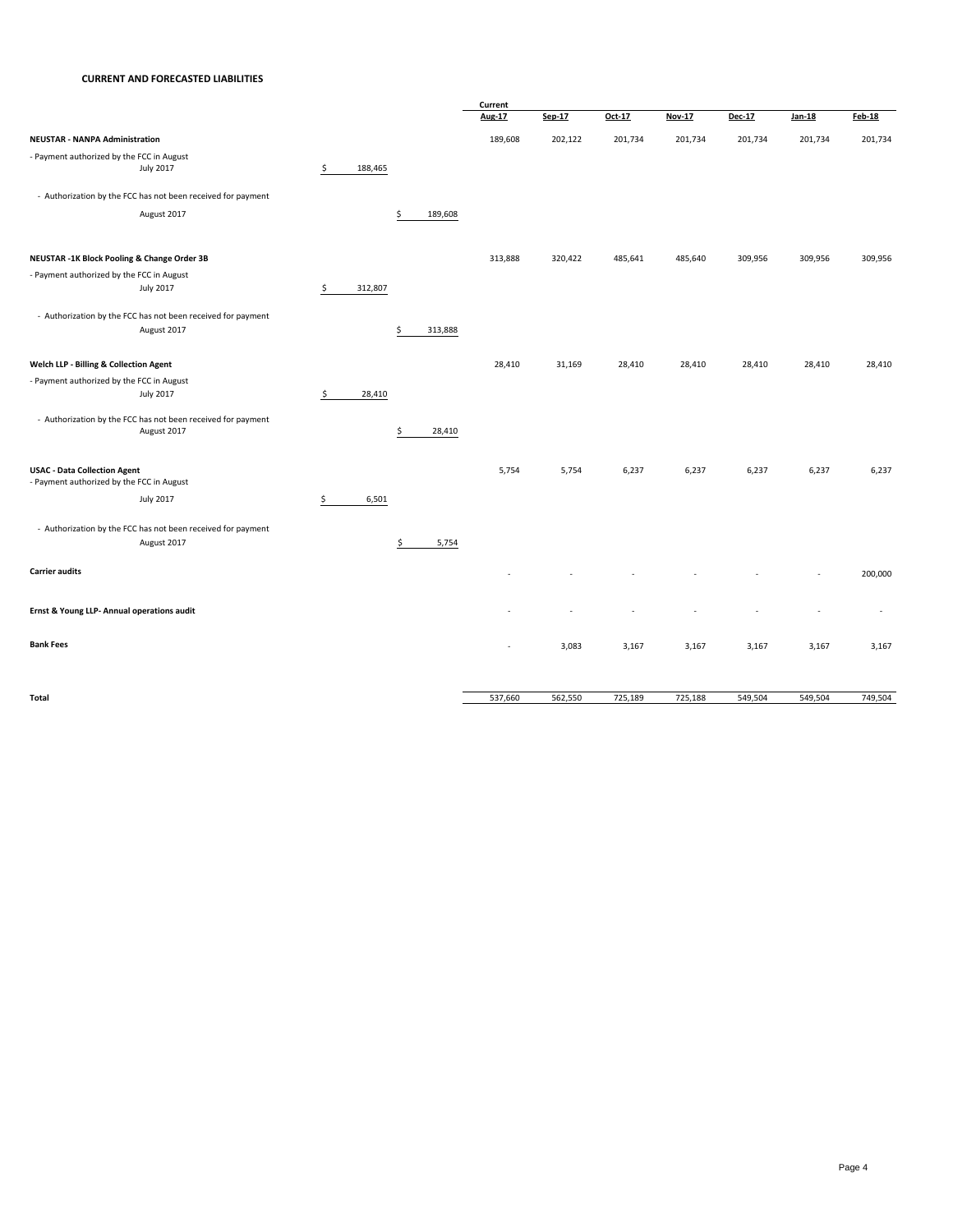**CURRENT AND FORECASTED LIABILITIES**

| | | | Current Aug-17 | Sep-17 | Oct-17 | Nov-17 | Dec-17 | Jan-18 | Feb-18 |
|---|---|---|---|---|---|---|---|---|---|
| **NEUSTAR - NANPA Administration** | | | 189,608 | 202,122 | 201,734 | 201,734 | 201,734 | 201,734 | 201,734 |
| - Payment authorized by the FCC in August | | | | | | | | | |
| July 2017 | $ 188,465 | | | | | | | | |
| - Authorization by the FCC has not been received for payment | | | | | | | | | |
| August 2017 | | $ 189,608 | | | | | | | |
| **NEUSTAR -1K Block Pooling & Change Order 3B** | | | 313,888 | 320,422 | 485,641 | 485,640 | 309,956 | 309,956 | 309,956 |
| - Payment authorized by the FCC in August | | | | | | | | | |
| July 2017 | $ 312,807 | | | | | | | | |
| - Authorization by the FCC has not been received for payment | | | | | | | | | |
| August 2017 | | $ 313,888 | | | | | | | |
| **Welch LLP - Billing & Collection Agent** | | | 28,410 | 31,169 | 28,410 | 28,410 | 28,410 | 28,410 | 28,410 |
| - Payment authorized by the FCC in August | | | | | | | | | |
| July 2017 | $ 28,410 | | | | | | | | |
| - Authorization by the FCC has not been received for payment | | | | | | | | | |
| August 2017 | | $ 28,410 | | | | | | | |
| **USAC - Data Collection Agent** | | | 5,754 | 5,754 | 6,237 | 6,237 | 6,237 | 6,237 | 6,237 |
| - Payment authorized by the FCC in August | | | | | | | | | |
| July 2017 | $ 6,501 | | | | | | | | |
| - Authorization by the FCC has not been received for payment | | | | | | | | | |
| August 2017 | | $ 5,754 | | | | | | | |
| **Carrier audits** | | | - | - | - | - | - | - | 200,000 |
| **Ernst & Young LLP- Annual operations audit** | | | - | - | - | - | - | - | - |
| **Bank Fees** | | | - | 3,083 | 3,167 | 3,167 | 3,167 | 3,167 | 3,167 |
| **Total** | | | 537,660 | 562,550 | 725,189 | 725,188 | 549,504 | 549,504 | 749,504 |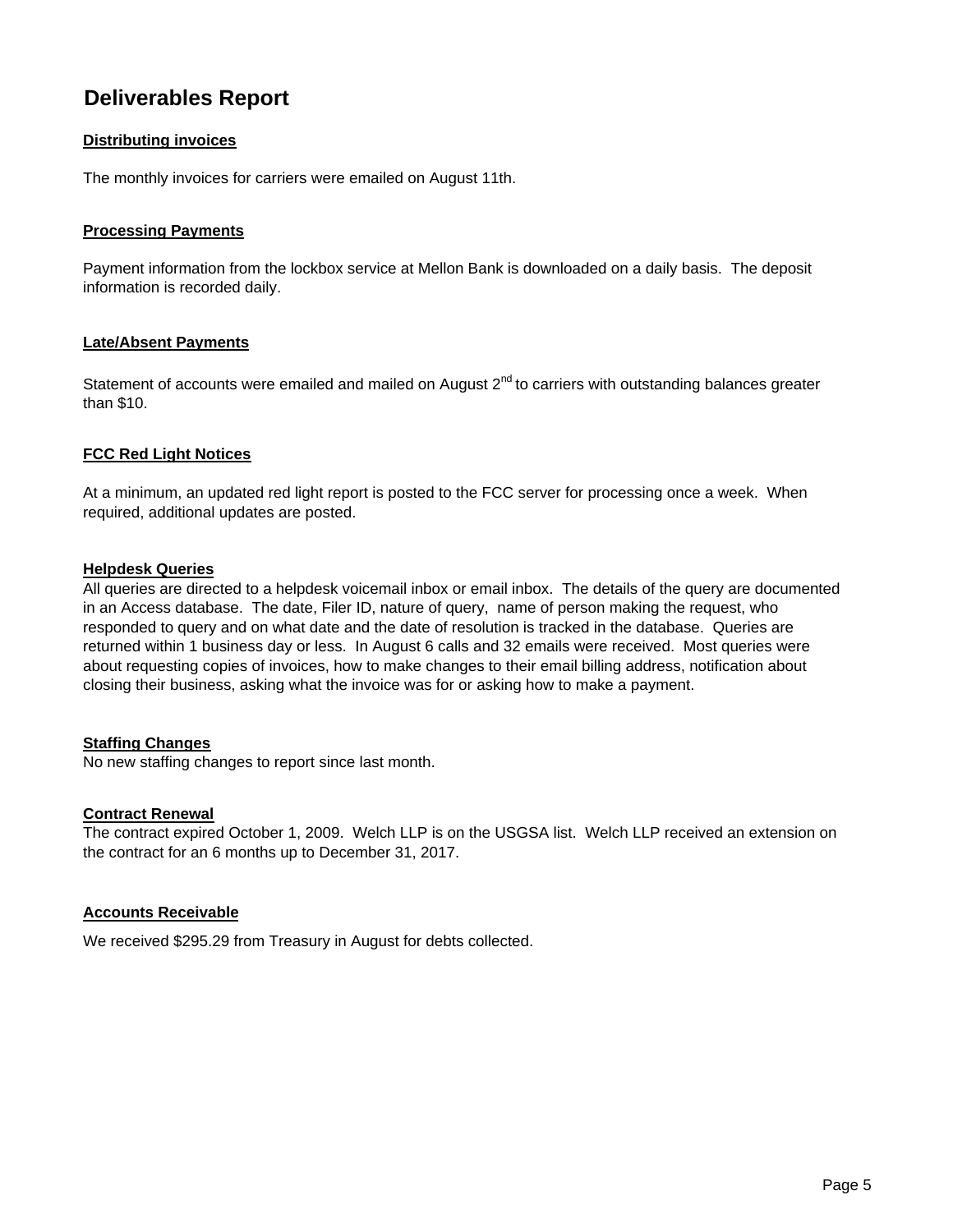# Deliverables Report

**Distributing invoices**

The monthly invoices for carriers were emailed on August 11th.

**Processing Payments**

Payment information from the lockbox service at Mellon Bank is downloaded on a daily basis. The deposit information is recorded daily.

**Late/Absent Payments**

Statement of accounts were emailed and mailed on August 2nd to carriers with outstanding balances greater than $10.

**FCC Red Light Notices**

At a minimum, an updated red light report is posted to the FCC server for processing once a week. When required, additional updates are posted.

**Helpdesk Queries**

All queries are directed to a helpdesk voicemail inbox or email inbox. The details of the query are documented in an Access database. The date, Filer ID, nature of query, name of person making the request, who responded to query and on what date and the date of resolution is tracked in the database. Queries are returned within 1 business day or less. In August 6 calls and 32 emails were received. Most queries were about requesting copies of invoices, how to make changes to their email billing address, notification about closing their business, asking what the invoice was for or asking how to make a payment.

**Staffing Changes**

No new staffing changes to report since last month.

**Contract Renewal**

The contract expired October 1, 2009. Welch LLP is on the USGSA list. Welch LLP received an extension on the contract for an 6 months up to December 31, 2017.

**Accounts Receivable**

We received $295.29 from Treasury in August for debts collected.